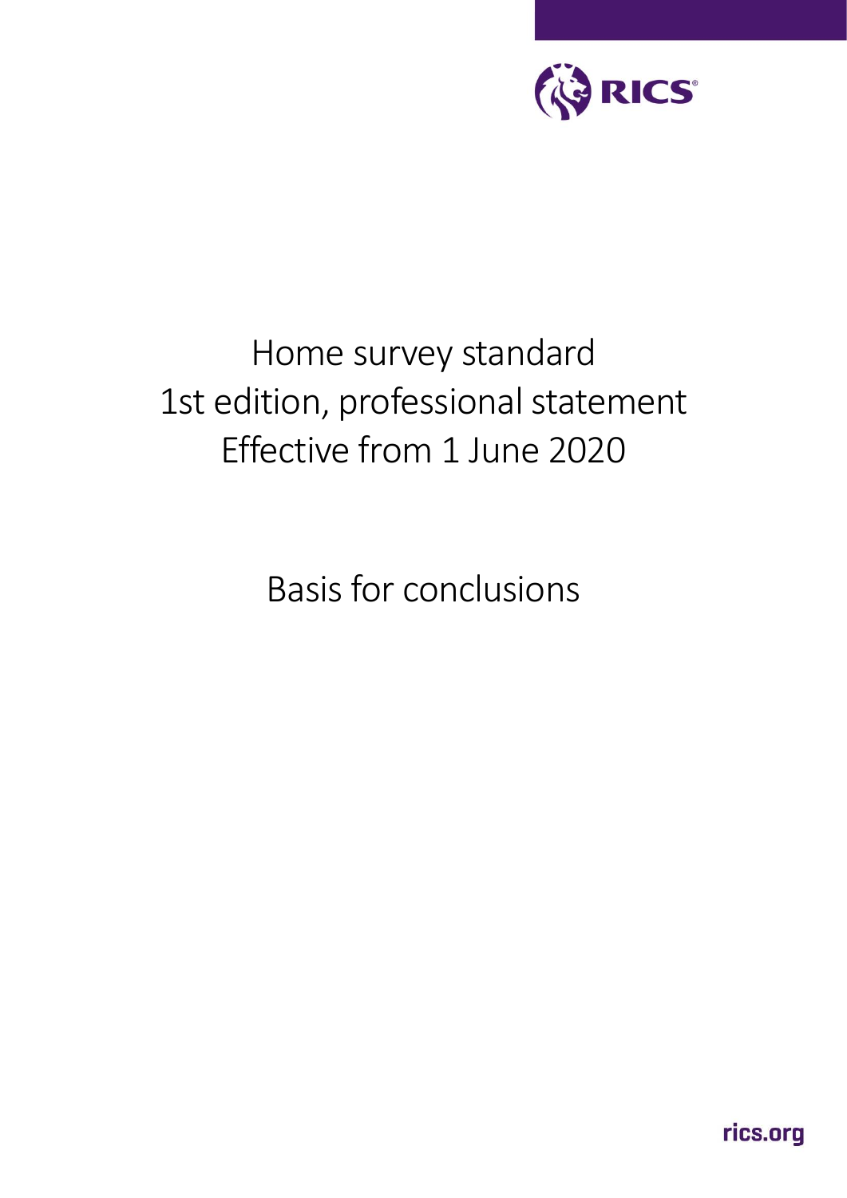RICS

# Home survey standard
# 1st edition, professional statement
# Effective from 1 June 2020

## Basis for conclusions

rics.org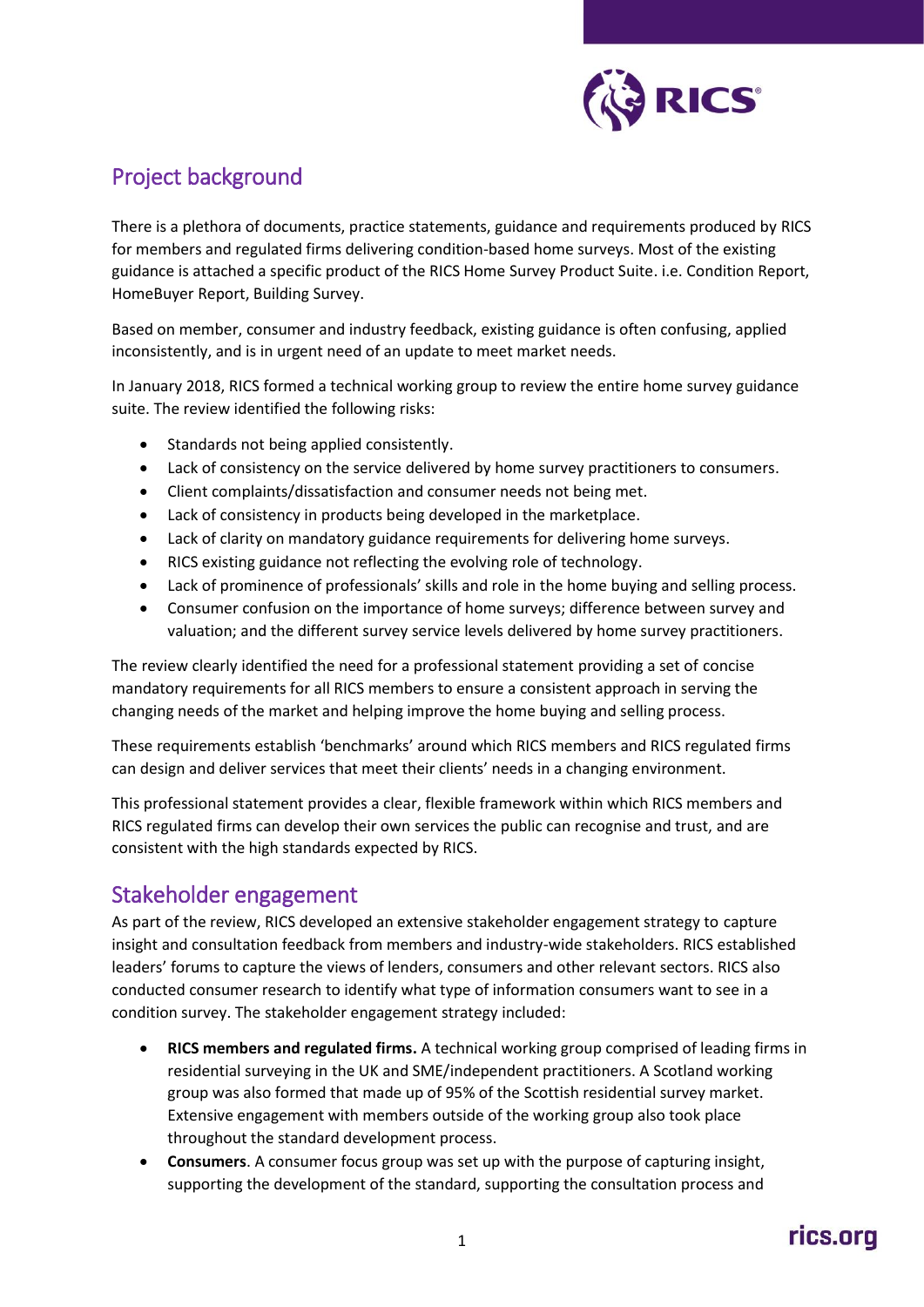## Project background

There is a plethora of documents, practice statements, guidance and requirements produced by RICS for members and regulated firms delivering condition-based home surveys. Most of the existing guidance is attached a specific product of the RICS Home Survey Product Suite. i.e. Condition Report, HomeBuyer Report, Building Survey.

Based on member, consumer and industry feedback, existing guidance is often confusing, applied inconsistently, and is in urgent need of an update to meet market needs.

In January 2018, RICS formed a technical working group to review the entire home survey guidance suite. The review identified the following risks:

- Standards not being applied consistently.
- Lack of consistency on the service delivered by home survey practitioners to consumers.
- Client complaints/dissatisfaction and consumer needs not being met.
- Lack of consistency in products being developed in the marketplace.
- Lack of clarity on mandatory guidance requirements for delivering home surveys.
- RICS existing guidance not reflecting the evolving role of technology.
- Lack of prominence of professionals' skills and role in the home buying and selling process.
- Consumer confusion on the importance of home surveys; difference between survey and valuation; and the different survey service levels delivered by home survey practitioners.

The review clearly identified the need for a professional statement providing a set of concise mandatory requirements for all RICS members to ensure a consistent approach in serving the changing needs of the market and helping improve the home buying and selling process.

These requirements establish 'benchmarks' around which RICS members and RICS regulated firms can design and deliver services that meet their clients' needs in a changing environment.

This professional statement provides a clear, flexible framework within which RICS members and RICS regulated firms can develop their own services the public can recognise and trust, and are consistent with the high standards expected by RICS.

## Stakeholder engagement

As part of the review, RICS developed an extensive stakeholder engagement strategy to capture insight and consultation feedback from members and industry-wide stakeholders. RICS established leaders' forums to capture the views of lenders, consumers and other relevant sectors. RICS also conducted consumer research to identify what type of information consumers want to see in a condition survey. The stakeholder engagement strategy included:

- **RICS members and regulated firms.** A technical working group comprised of leading firms in residential surveying in the UK and SME/independent practitioners. A Scotland working group was also formed that made up of 95% of the Scottish residential survey market. Extensive engagement with members outside of the working group also took place throughout the standard development process.
- **Consumers**. A consumer focus group was set up with the purpose of capturing insight, supporting the development of the standard, supporting the consultation process and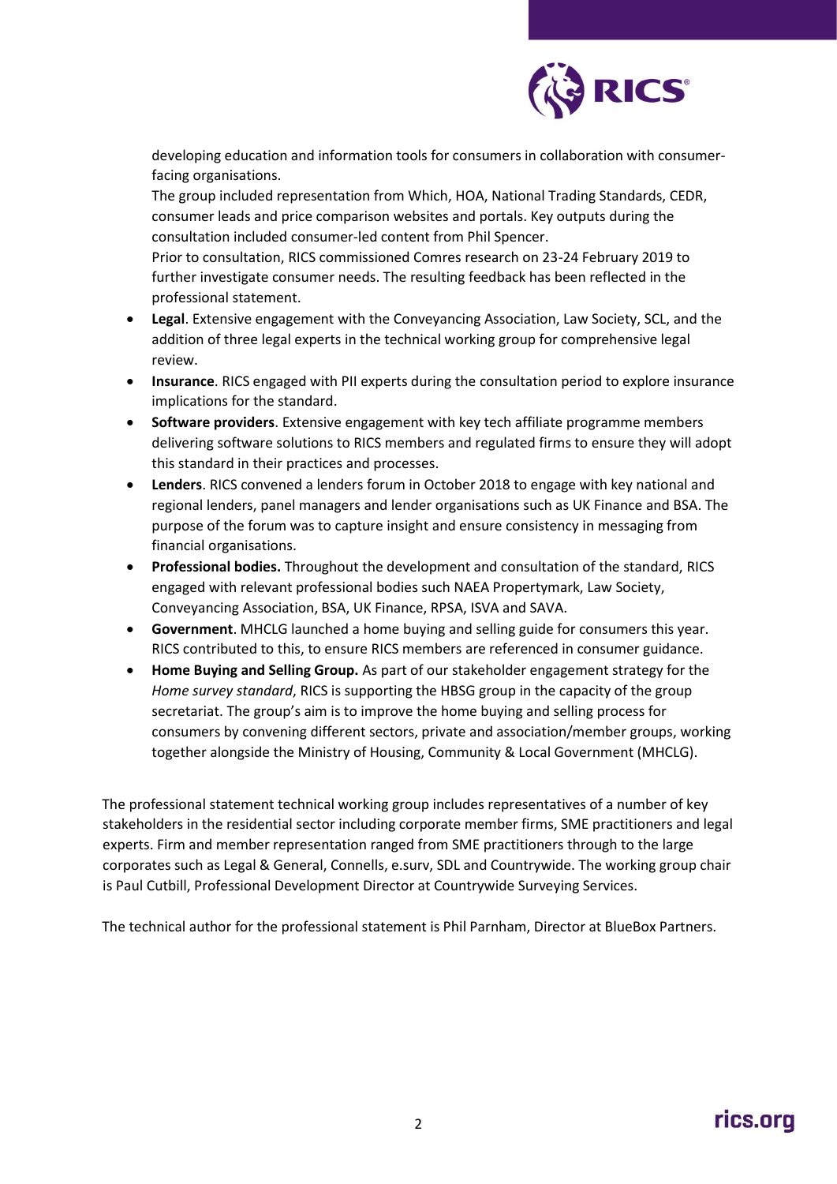developing education and information tools for consumers in collaboration with consumer-facing organisations.
The group included representation from Which, HOA, National Trading Standards, CEDR, consumer leads and price comparison websites and portals. Key outputs during the consultation included consumer-led content from Phil Spencer.
Prior to consultation, RICS commissioned Comres research on 23-24 February 2019 to further investigate consumer needs. The resulting feedback has been reflected in the professional statement.

- **Legal**. Extensive engagement with the Conveyancing Association, Law Society, SCL, and the addition of three legal experts in the technical working group for comprehensive legal review.
- **Insurance**. RICS engaged with PII experts during the consultation period to explore insurance implications for the standard.
- **Software providers**. Extensive engagement with key tech affiliate programme members delivering software solutions to RICS members and regulated firms to ensure they will adopt this standard in their practices and processes.
- **Lenders**. RICS convened a lenders forum in October 2018 to engage with key national and regional lenders, panel managers and lender organisations such as UK Finance and BSA. The purpose of the forum was to capture insight and ensure consistency in messaging from financial organisations.
- **Professional bodies.** Throughout the development and consultation of the standard, RICS engaged with relevant professional bodies such NAEA Propertymark, Law Society, Conveyancing Association, BSA, UK Finance, RPSA, ISVA and SAVA.
- **Government**. MHCLG launched a home buying and selling guide for consumers this year. RICS contributed to this, to ensure RICS members are referenced in consumer guidance.
- **Home Buying and Selling Group.** As part of our stakeholder engagement strategy for the *Home survey standard*, RICS is supporting the HBSG group in the capacity of the group secretariat. The group's aim is to improve the home buying and selling process for consumers by convening different sectors, private and association/member groups, working together alongside the Ministry of Housing, Community & Local Government (MHCLG).

The professional statement technical working group includes representatives of a number of key stakeholders in the residential sector including corporate member firms, SME practitioners and legal experts. Firm and member representation ranged from SME practitioners through to the large corporates such as Legal & General, Connells, e.surv, SDL and Countrywide. The working group chair is Paul Cutbill, Professional Development Director at Countrywide Surveying Services.

The technical author for the professional statement is Phil Parnham, Director at BlueBox Partners.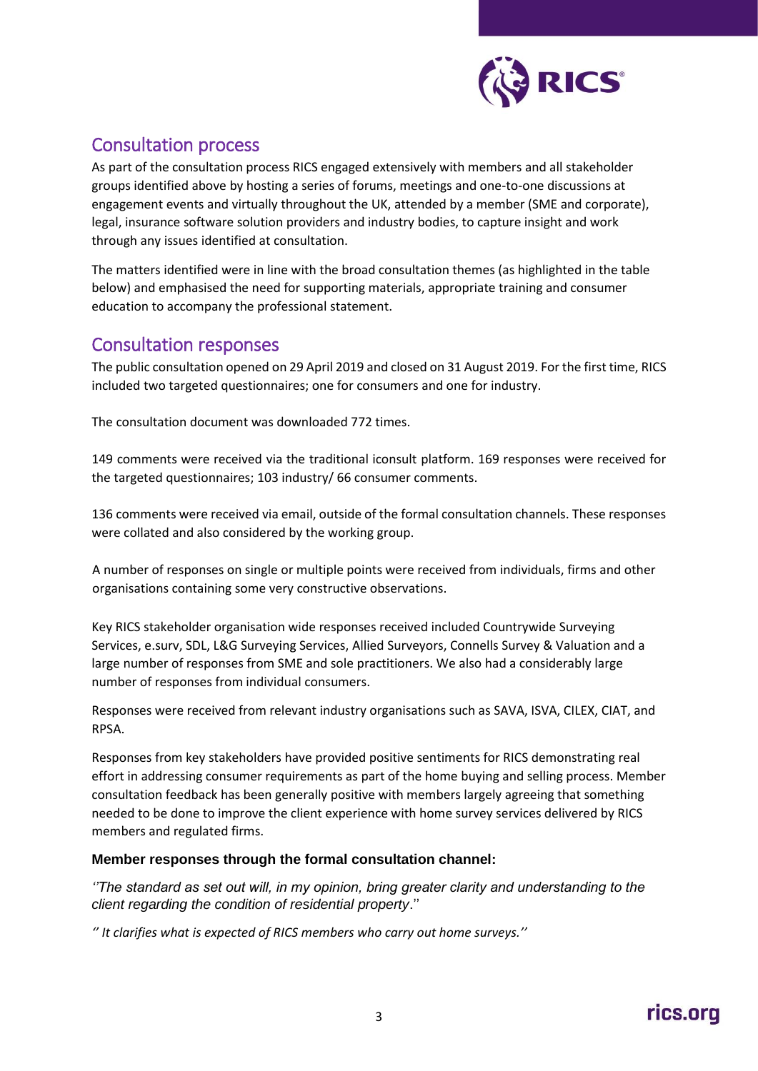## Consultation process

As part of the consultation process RICS engaged extensively with members and all stakeholder groups identified above by hosting a series of forums, meetings and one-to-one discussions at engagement events and virtually throughout the UK, attended by a member (SME and corporate), legal, insurance software solution providers and industry bodies, to capture insight and work through any issues identified at consultation.

The matters identified were in line with the broad consultation themes (as highlighted in the table below) and emphasised the need for supporting materials, appropriate training and consumer education to accompany the professional statement.

## Consultation responses

The public consultation opened on 29 April 2019 and closed on 31 August 2019. For the first time, RICS included two targeted questionnaires; one for consumers and one for industry.

The consultation document was downloaded 772 times.

149 comments were received via the traditional iconsult platform. 169 responses were received for the targeted questionnaires; 103 industry/ 66 consumer comments.

136 comments were received via email, outside of the formal consultation channels. These responses were collated and also considered by the working group.

A number of responses on single or multiple points were received from individuals, firms and other organisations containing some very constructive observations.

Key RICS stakeholder organisation wide responses received included Countrywide Surveying Services, e.surv, SDL, L&G Surveying Services, Allied Surveyors, Connells Survey & Valuation and a large number of responses from SME and sole practitioners. We also had a considerably large number of responses from individual consumers.

Responses were received from relevant industry organisations such as SAVA, ISVA, CILEX, CIAT, and RPSA.

Responses from key stakeholders have provided positive sentiments for RICS demonstrating real effort in addressing consumer requirements as part of the home buying and selling process. Member consultation feedback has been generally positive with members largely agreeing that something needed to be done to improve the client experience with home survey services delivered by RICS members and regulated firms.

**Member responses through the formal consultation channel:**

*''The standard as set out will, in my opinion, bring greater clarity and understanding to the client regarding the condition of residential property*.''

*'' It clarifies what is expected of RICS members who carry out home surveys.''*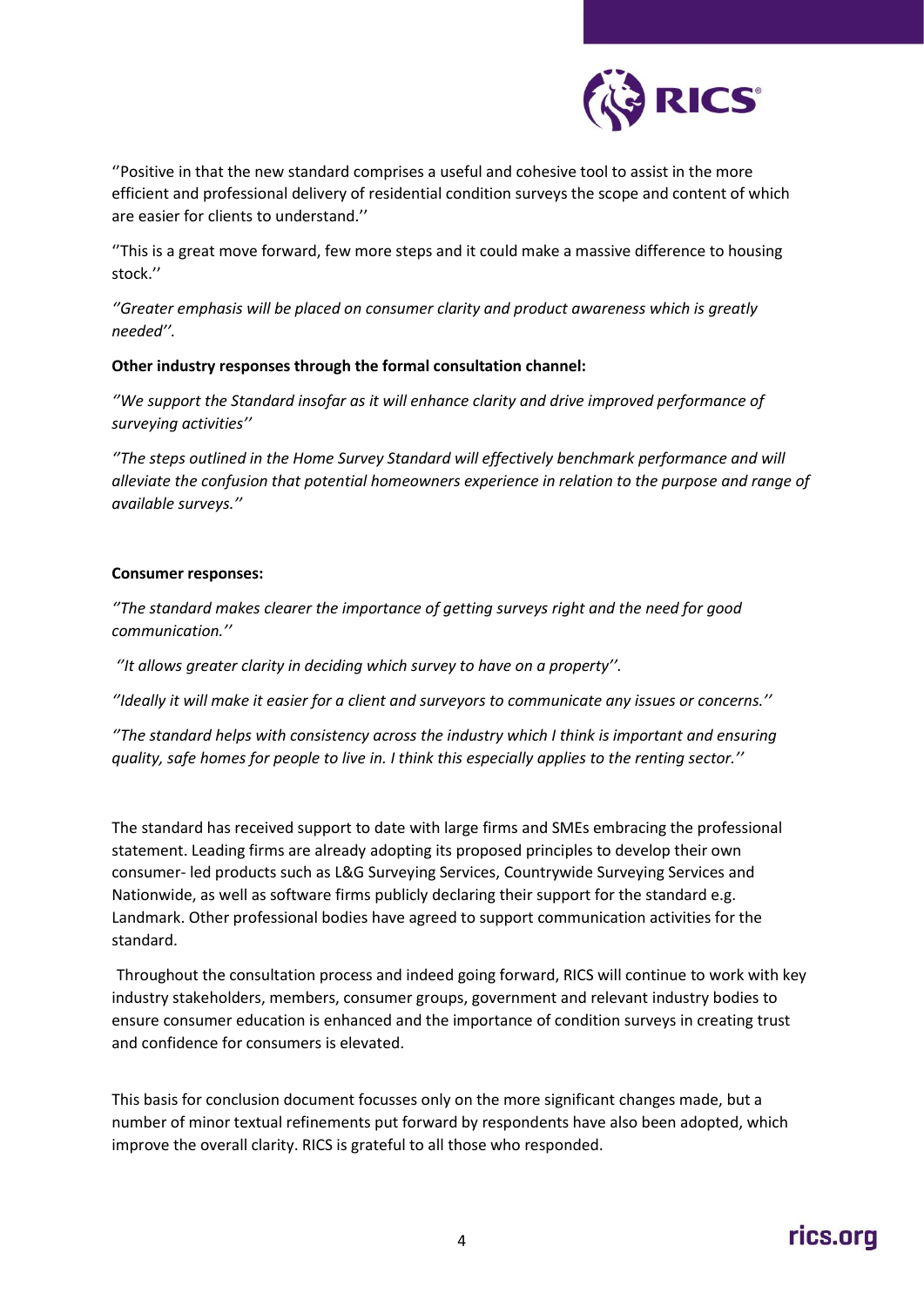''Positive in that the new standard comprises a useful and cohesive tool to assist in the more efficient and professional delivery of residential condition surveys the scope and content of which are easier for clients to understand.''

''This is a great move forward, few more steps and it could make a massive difference to housing stock.''

*''Greater emphasis will be placed on consumer clarity and product awareness which is greatly needed''.*

**Other industry responses through the formal consultation channel:**

*''We support the Standard insofar as it will enhance clarity and drive improved performance of surveying activities''*

*''The steps outlined in the Home Survey Standard will effectively benchmark performance and will alleviate the confusion that potential homeowners experience in relation to the purpose and range of available surveys.''*

**Consumer responses:**

*''The standard makes clearer the importance of getting surveys right and the need for good communication.''*

*''It allows greater clarity in deciding which survey to have on a property''.*

*''Ideally it will make it easier for a client and surveyors to communicate any issues or concerns.''*

*''The standard helps with consistency across the industry which I think is important and ensuring quality, safe homes for people to live in. I think this especially applies to the renting sector.''*

The standard has received support to date with large firms and SMEs embracing the professional statement. Leading firms are already adopting its proposed principles to develop their own consumer- led products such as L&G Surveying Services, Countrywide Surveying Services and Nationwide, as well as software firms publicly declaring their support for the standard e.g. Landmark. Other professional bodies have agreed to support communication activities for the standard.

Throughout the consultation process and indeed going forward, RICS will continue to work with key industry stakeholders, members, consumer groups, government and relevant industry bodies to ensure consumer education is enhanced and the importance of condition surveys in creating trust and confidence for consumers is elevated.

This basis for conclusion document focusses only on the more significant changes made, but a number of minor textual refinements put forward by respondents have also been adopted, which improve the overall clarity. RICS is grateful to all those who responded.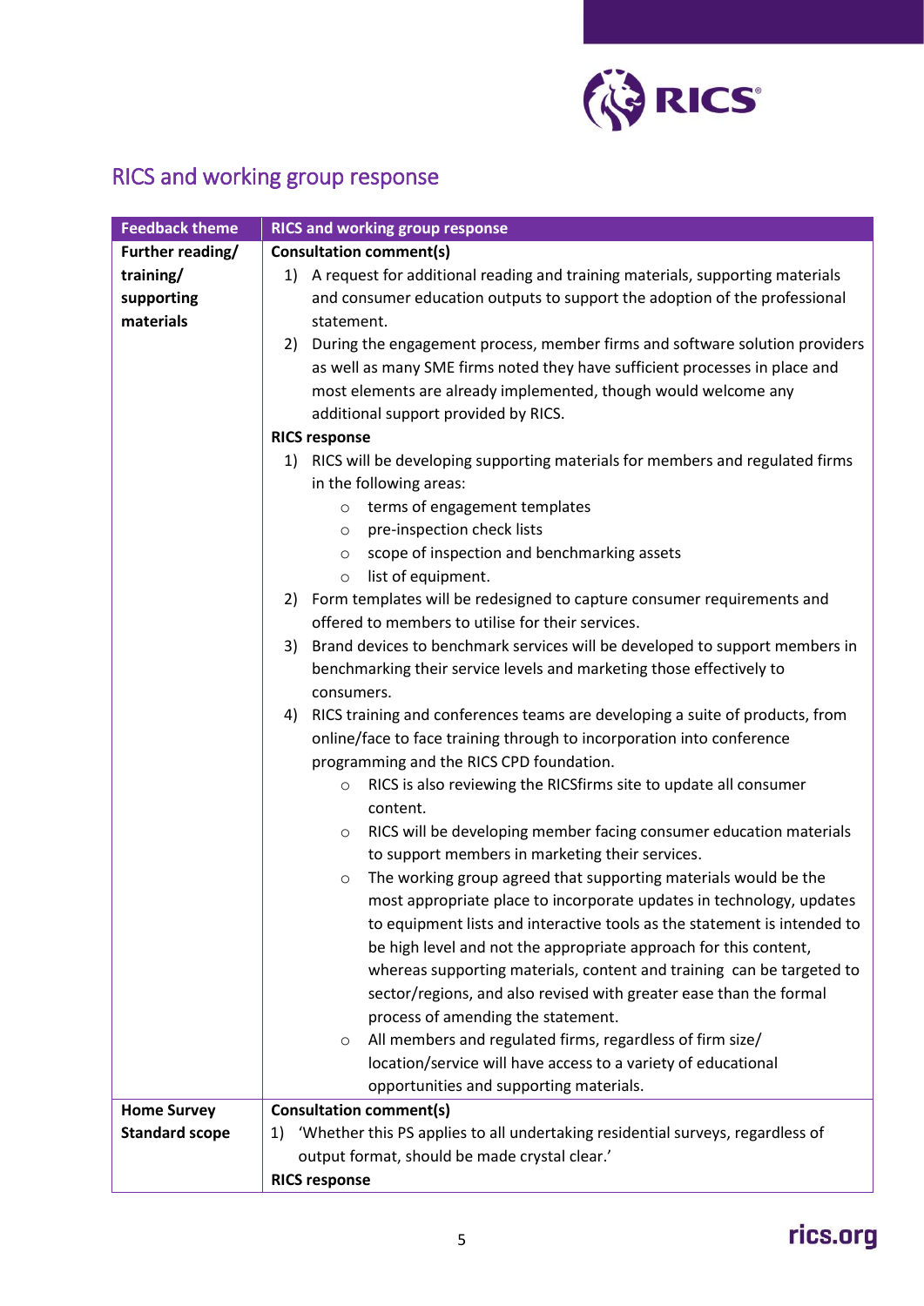## RICS and working group response

| Feedback theme | RICS and working group response |
|---|---|
| **Further reading/ training/ supporting materials** | **Consultation comment(s)**<br>1) A request for additional reading and training materials, supporting materials and consumer education outputs to support the adoption of the professional statement.<br>2) During the engagement process, member firms and software solution providers as well as many SME firms noted they have sufficient processes in place and most elements are already implemented, though would welcome any additional support provided by RICS.<br>**RICS response**<br>1) RICS will be developing supporting materials for members and regulated firms in the following areas:<br>○ terms of engagement templates<br>○ pre-inspection check lists<br>○ scope of inspection and benchmarking assets<br>○ list of equipment.<br>2) Form templates will be redesigned to capture consumer requirements and offered to members to utilise for their services.<br>3) Brand devices to benchmark services will be developed to support members in benchmarking their service levels and marketing those effectively to consumers.<br>4) RICS training and conferences teams are developing a suite of products, from online/face to face training through to incorporation into conference programming and the RICS CPD foundation.<br>○ RICS is also reviewing the RICSfirms site to update all consumer content.<br>○ RICS will be developing member facing consumer education materials to support members in marketing their services.<br>○ The working group agreed that supporting materials would be the most appropriate place to incorporate updates in technology, updates to equipment lists and interactive tools as the statement is intended to be high level and not the appropriate approach for this content, whereas supporting materials, content and training can be targeted to sector/regions, and also revised with greater ease than the formal process of amending the statement.<br>○ All members and regulated firms, regardless of firm size/ location/service will have access to a variety of educational opportunities and supporting materials. |
| **Home Survey Standard scope** | **Consultation comment(s)**<br>1) 'Whether this PS applies to all undertaking residential surveys, regardless of output format, should be made crystal clear.'<br>**RICS response** |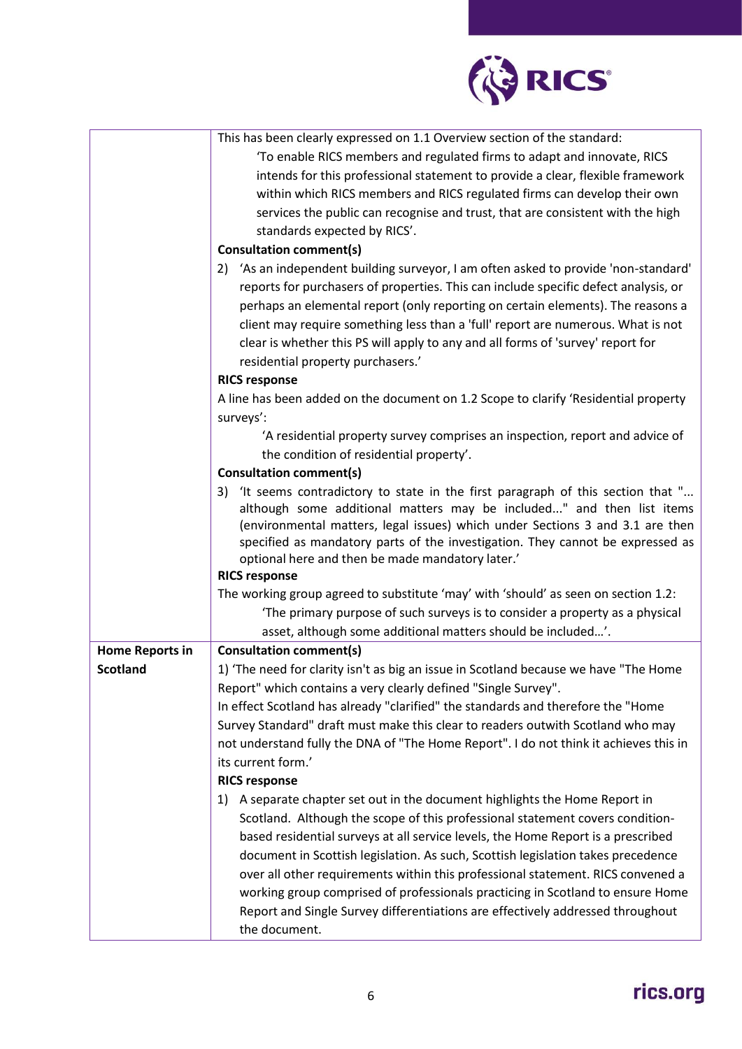| | |
|---|---|
| | This has been clearly expressed on 1.1 Overview section of the standard:<br>'To enable RICS members and regulated firms to adapt and innovate, RICS intends for this professional statement to provide a clear, flexible framework within which RICS members and RICS regulated firms can develop their own services the public can recognise and trust, that are consistent with the high standards expected by RICS'.<br>**Consultation comment(s)**<br>2) 'As an independent building surveyor, I am often asked to provide 'non-standard' reports for purchasers of properties. This can include specific defect analysis, or perhaps an elemental report (only reporting on certain elements). The reasons a client may require something less than a 'full' report are numerous. What is not clear is whether this PS will apply to any and all forms of 'survey' report for residential property purchasers.'<br>**RICS response**<br>A line has been added on the document on 1.2 Scope to clarify 'Residential property surveys':<br>'A residential property survey comprises an inspection, report and advice of the condition of residential property'.<br>**Consultation comment(s)**<br>3) 'It seems contradictory to state in the first paragraph of this section that "... although some additional matters may be included..." and then list items (environmental matters, legal issues) which under Sections 3 and 3.1 are then specified as mandatory parts of the investigation. They cannot be expressed as optional here and then be made mandatory later.'<br>**RICS response**<br>The working group agreed to substitute 'may' with 'should' as seen on section 1.2:<br>'The primary purpose of such surveys is to consider a property as a physical asset, although some additional matters should be included…'. |
| **Home Reports in Scotland** | **Consultation comment(s)**<br>1) 'The need for clarity isn't as big an issue in Scotland because we have "The Home Report" which contains a very clearly defined "Single Survey".<br>In effect Scotland has already "clarified" the standards and therefore the "Home Survey Standard" draft must make this clear to readers outwith Scotland who may not understand fully the DNA of "The Home Report". I do not think it achieves this in its current form.'<br>**RICS response**<br>1) A separate chapter set out in the document highlights the Home Report in Scotland. Although the scope of this professional statement covers condition-based residential surveys at all service levels, the Home Report is a prescribed document in Scottish legislation. As such, Scottish legislation takes precedence over all other requirements within this professional statement. RICS convened a working group comprised of professionals practicing in Scotland to ensure Home Report and Single Survey differentiations are effectively addressed throughout the document. |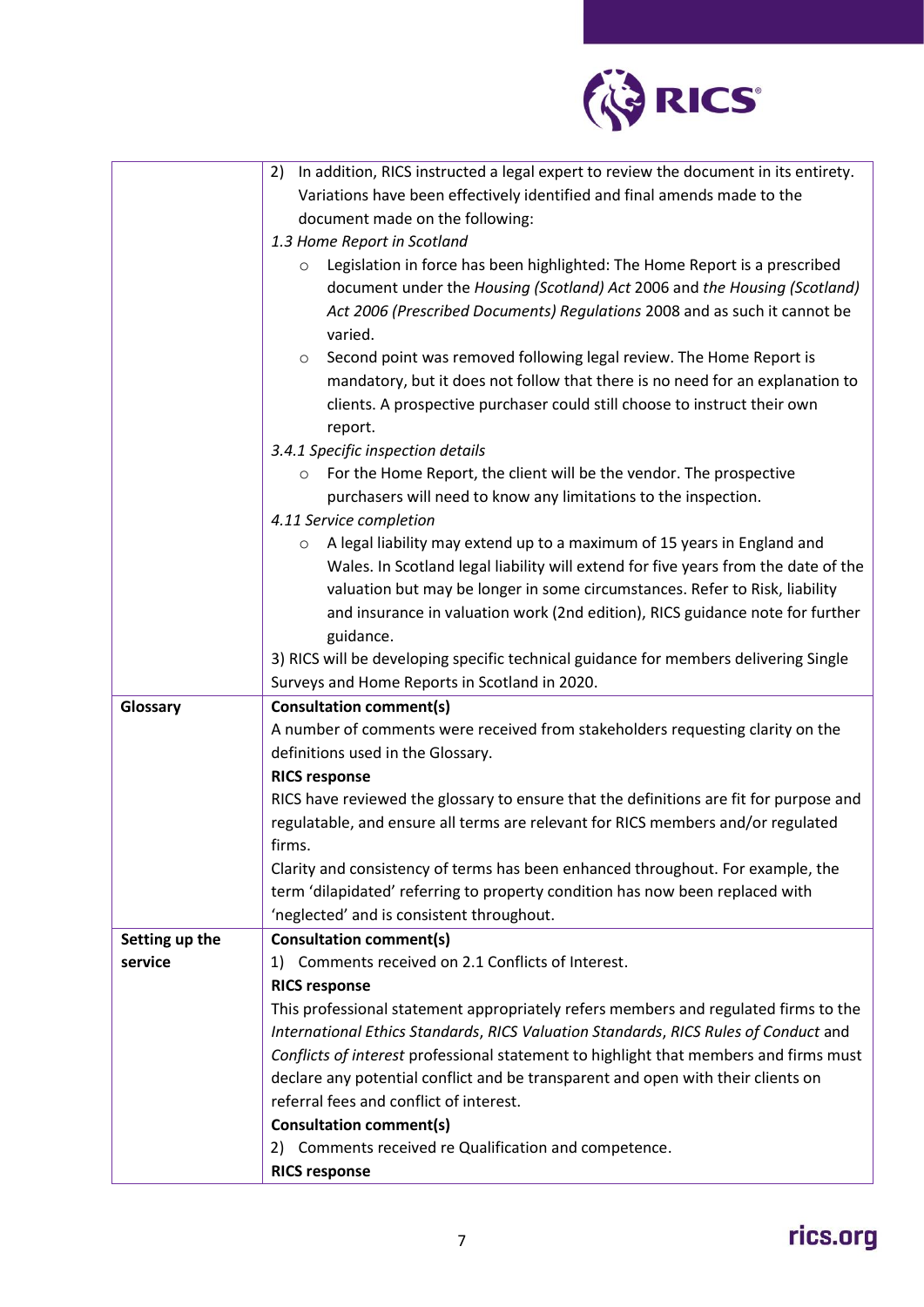| | |
|---|---|
| | 2) In addition, RICS instructed a legal expert to review the document in its entirety. Variations have been effectively identified and final amends made to the document made on the following:<br>*1.3 Home Report in Scotland*<br>○ Legislation in force has been highlighted: The Home Report is a prescribed document under the *Housing (Scotland) Act* 2006 and *the Housing (Scotland) Act 2006 (Prescribed Documents) Regulations* 2008 and as such it cannot be varied.<br>○ Second point was removed following legal review. The Home Report is mandatory, but it does not follow that there is no need for an explanation to clients. A prospective purchaser could still choose to instruct their own report.<br>*3.4.1 Specific inspection details*<br>○ For the Home Report, the client will be the vendor. The prospective purchasers will need to know any limitations to the inspection.<br>*4.11 Service completion*<br>○ A legal liability may extend up to a maximum of 15 years in England and Wales. In Scotland legal liability will extend for five years from the date of the valuation but may be longer in some circumstances. Refer to Risk, liability and insurance in valuation work (2nd edition), RICS guidance note for further guidance.<br>3) RICS will be developing specific technical guidance for members delivering Single Surveys and Home Reports in Scotland in 2020. |
| **Glossary** | **Consultation comment(s)**<br>A number of comments were received from stakeholders requesting clarity on the definitions used in the Glossary.<br>**RICS response**<br>RICS have reviewed the glossary to ensure that the definitions are fit for purpose and regulatable, and ensure all terms are relevant for RICS members and/or regulated firms.<br>Clarity and consistency of terms has been enhanced throughout. For example, the term 'dilapidated' referring to property condition has now been replaced with 'neglected' and is consistent throughout. |
| **Setting up the service** | **Consultation comment(s)**<br>1) Comments received on 2.1 Conflicts of Interest.<br>**RICS response**<br>This professional statement appropriately refers members and regulated firms to the *International Ethics Standards*, *RICS Valuation Standards*, *RICS Rules of Conduct* and *Conflicts of interest* professional statement to highlight that members and firms must declare any potential conflict and be transparent and open with their clients on referral fees and conflict of interest.<br>**Consultation comment(s)**<br>2) Comments received re Qualification and competence.<br>**RICS response** |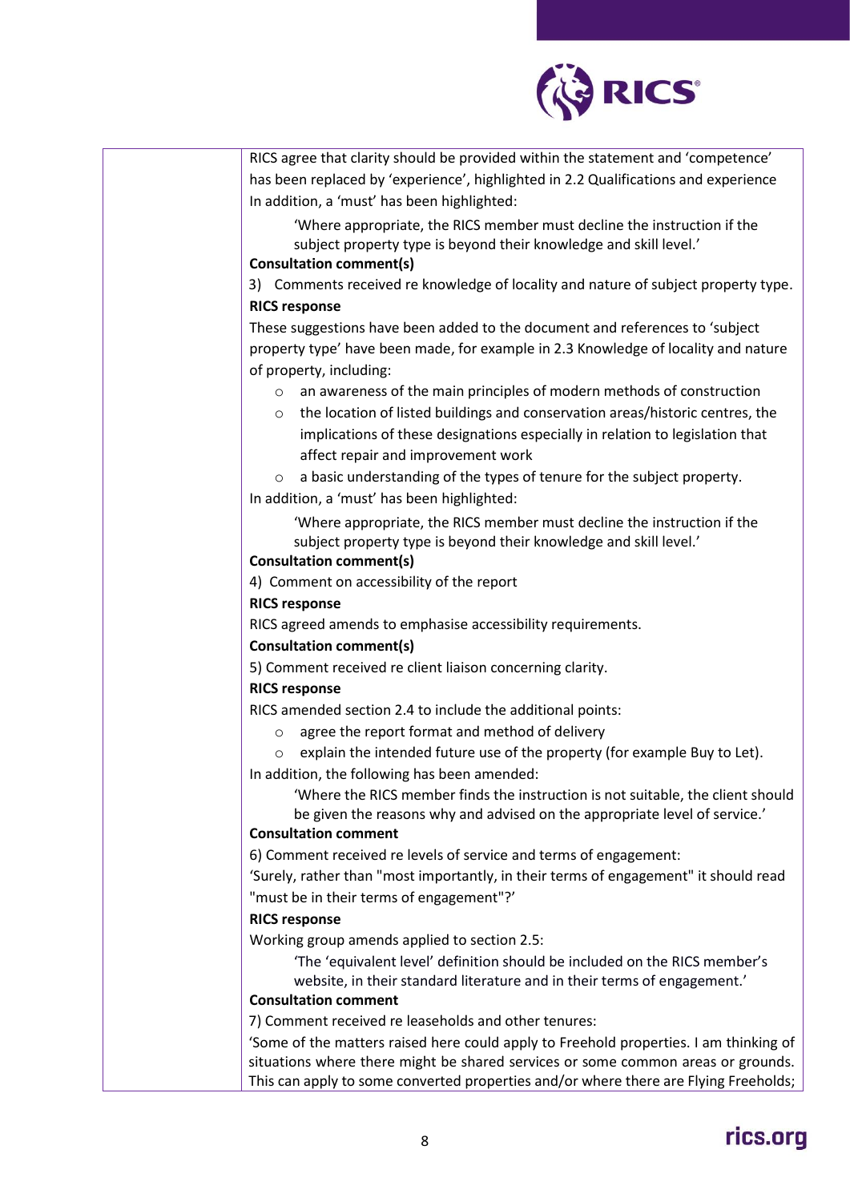| | |
|---|---|
| | RICS agree that clarity should be provided within the statement and 'competence' has been replaced by 'experience', highlighted in 2.2 Qualifications and experience<br>In addition, a 'must' has been highlighted:<br>'Where appropriate, the RICS member must decline the instruction if the subject property type is beyond their knowledge and skill level.'<br>**Consultation comment(s)**<br>3) Comments received re knowledge of locality and nature of subject property type.<br>**RICS response**<br>These suggestions have been added to the document and references to 'subject property type' have been made, for example in 2.3 Knowledge of locality and nature of property, including:<br>○ an awareness of the main principles of modern methods of construction<br>○ the location of listed buildings and conservation areas/historic centres, the implications of these designations especially in relation to legislation that affect repair and improvement work<br>○ a basic understanding of the types of tenure for the subject property.<br>In addition, a 'must' has been highlighted:<br>'Where appropriate, the RICS member must decline the instruction if the subject property type is beyond their knowledge and skill level.'<br>**Consultation comment(s)**<br>4) Comment on accessibility of the report<br>**RICS response**<br>RICS agreed amends to emphasise accessibility requirements.<br>**Consultation comment(s)**<br>5) Comment received re client liaison concerning clarity.<br>**RICS response**<br>RICS amended section 2.4 to include the additional points:<br>○ agree the report format and method of delivery<br>○ explain the intended future use of the property (for example Buy to Let).<br>In addition, the following has been amended:<br>'Where the RICS member finds the instruction is not suitable, the client should be given the reasons why and advised on the appropriate level of service.'<br>**Consultation comment**<br>6) Comment received re levels of service and terms of engagement:<br>'Surely, rather than "most importantly, in their terms of engagement" it should read "must be in their terms of engagement"?'<br>**RICS response**<br>Working group amends applied to section 2.5:<br>'The 'equivalent level' definition should be included on the RICS member's website, in their standard literature and in their terms of engagement.'<br>**Consultation comment**<br>7) Comment received re leaseholds and other tenures:<br>'Some of the matters raised here could apply to Freehold properties. I am thinking of situations where there might be shared services or some common areas or grounds. This can apply to some converted properties and/or where there are Flying Freeholds; |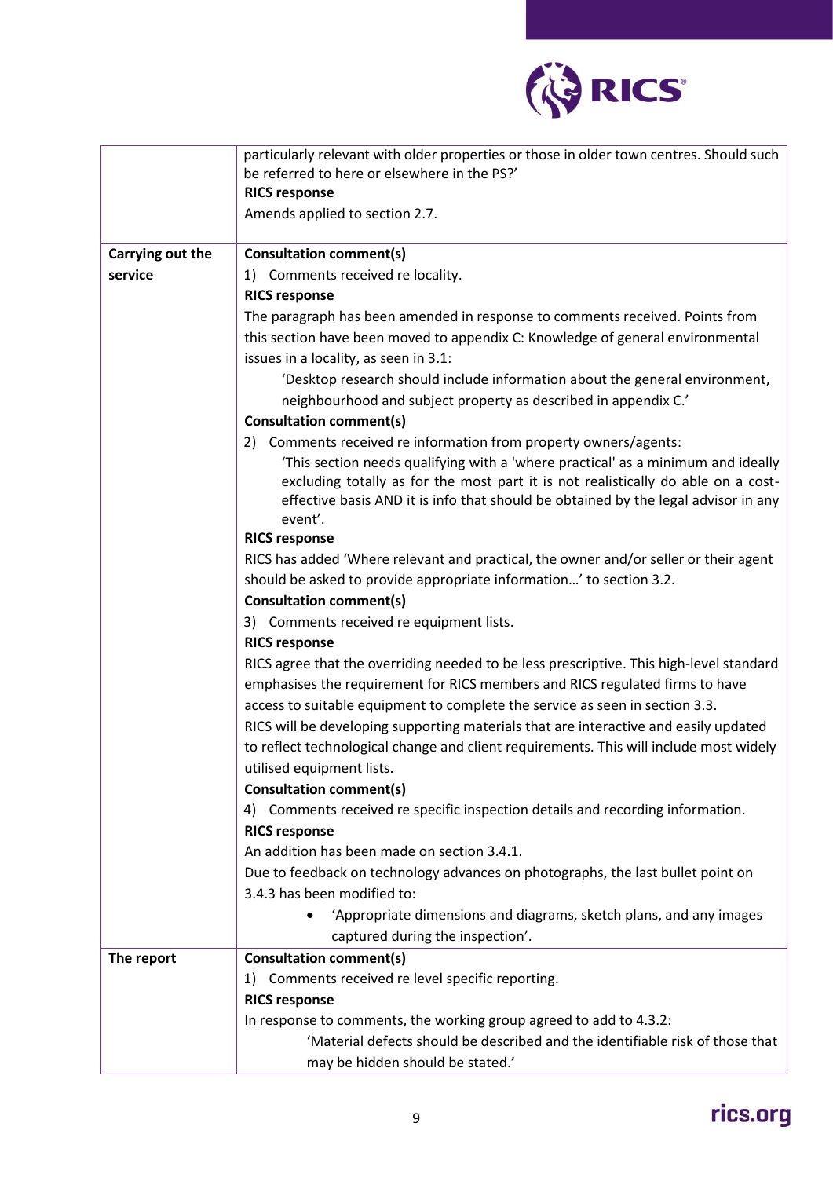| | |
|---|---|
| | particularly relevant with older properties or those in older town centres. Should such be referred to here or elsewhere in the PS?' <br> **RICS response** <br> Amends applied to section 2.7. |
| **Carrying out the service** | **Consultation comment(s)** <br> 1) Comments received re locality. <br> **RICS response** <br> The paragraph has been amended in response to comments received. Points from this section have been moved to appendix C: Knowledge of general environmental issues in a locality, as seen in 3.1: <br> 'Desktop research should include information about the general environment, neighbourhood and subject property as described in appendix C.' <br> **Consultation comment(s)** <br> 2) Comments received re information from property owners/agents: <br> 'This section needs qualifying with a 'where practical' as a minimum and ideally excluding totally as for the most part it is not realistically do able on a cost-effective basis AND it is info that should be obtained by the legal advisor in any event'. <br> **RICS response** <br> RICS has added 'Where relevant and practical, the owner and/or seller or their agent should be asked to provide appropriate information…' to section 3.2. <br> **Consultation comment(s)** <br> 3) Comments received re equipment lists. <br> **RICS response** <br> RICS agree that the overriding needed to be less prescriptive. This high-level standard emphasises the requirement for RICS members and RICS regulated firms to have access to suitable equipment to complete the service as seen in section 3.3. <br> RICS will be developing supporting materials that are interactive and easily updated to reflect technological change and client requirements. This will include most widely utilised equipment lists. <br> **Consultation comment(s)** <br> 4) Comments received re specific inspection details and recording information. <br> **RICS response** <br> An addition has been made on section 3.4.1. <br> Due to feedback on technology advances on photographs, the last bullet point on 3.4.3 has been modified to: <br> • 'Appropriate dimensions and diagrams, sketch plans, and any images captured during the inspection'. |
| **The report** | **Consultation comment(s)** <br> 1) Comments received re level specific reporting. <br> **RICS response** <br> In response to comments, the working group agreed to add to 4.3.2: <br> 'Material defects should be described and the identifiable risk of those that may be hidden should be stated.' |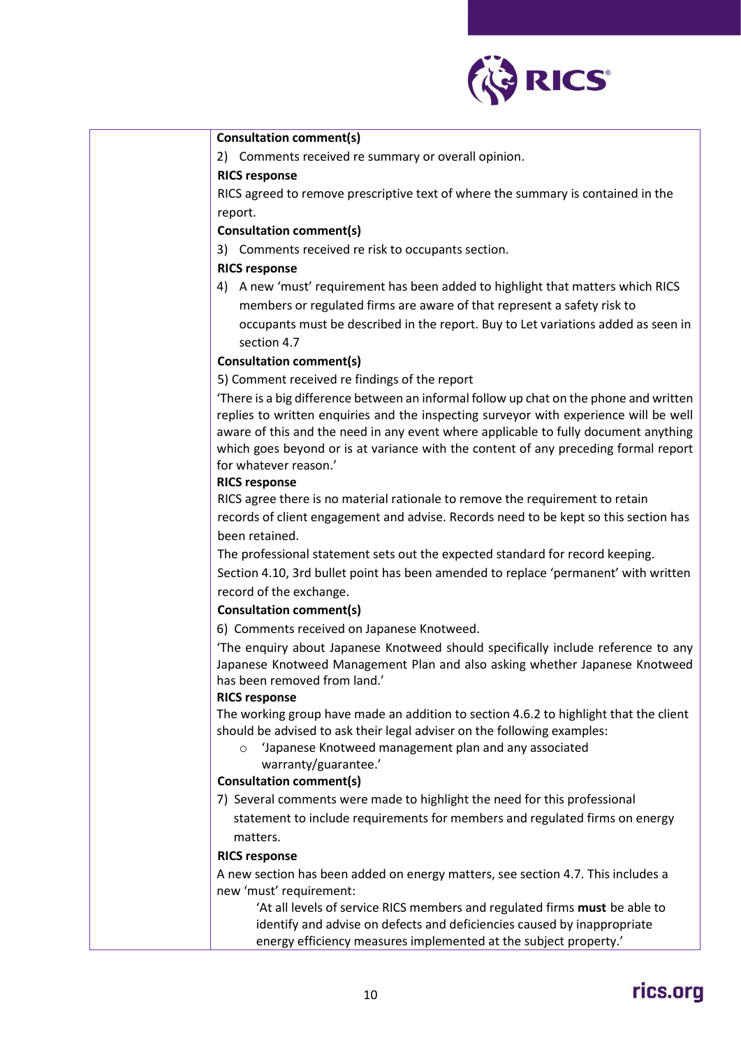| | |
|---|---|
| | **Consultation comment(s)**<br>2) Comments received re summary or overall opinion.<br>**RICS response**<br>RICS agreed to remove prescriptive text of where the summary is contained in the report.<br>**Consultation comment(s)**<br>3) Comments received re risk to occupants section.<br>**RICS response**<br>4) A new 'must' requirement has been added to highlight that matters which RICS members or regulated firms are aware of that represent a safety risk to occupants must be described in the report. Buy to Let variations added as seen in section 4.7<br>**Consultation comment(s)**<br>5) Comment received re findings of the report<br>'There is a big difference between an informal follow up chat on the phone and written replies to written enquiries and the inspecting surveyor with experience will be well aware of this and the need in any event where applicable to fully document anything which goes beyond or is at variance with the content of any preceding formal report for whatever reason.'<br>**RICS response**<br>RICS agree there is no material rationale to remove the requirement to retain records of client engagement and advise. Records need to be kept so this section has been retained.<br>The professional statement sets out the expected standard for record keeping.<br>Section 4.10, 3rd bullet point has been amended to replace 'permanent' with written record of the exchange.<br>**Consultation comment(s)**<br>6) Comments received on Japanese Knotweed.<br>'The enquiry about Japanese Knotweed should specifically include reference to any Japanese Knotweed Management Plan and also asking whether Japanese Knotweed has been removed from land.'<br>**RICS response**<br>The working group have made an addition to section 4.6.2 to highlight that the client should be advised to ask their legal adviser on the following examples:<br>○ 'Japanese Knotweed management plan and any associated warranty/guarantee.'<br>**Consultation comment(s)**<br>7) Several comments were made to highlight the need for this professional statement to include requirements for members and regulated firms on energy matters.<br>**RICS response**<br>A new section has been added on energy matters, see section 4.7. This includes a new 'must' requirement:<br>'At all levels of service RICS members and regulated firms **must** be able to identify and advise on defects and deficiencies caused by inappropriate energy efficiency measures implemented at the subject property.' |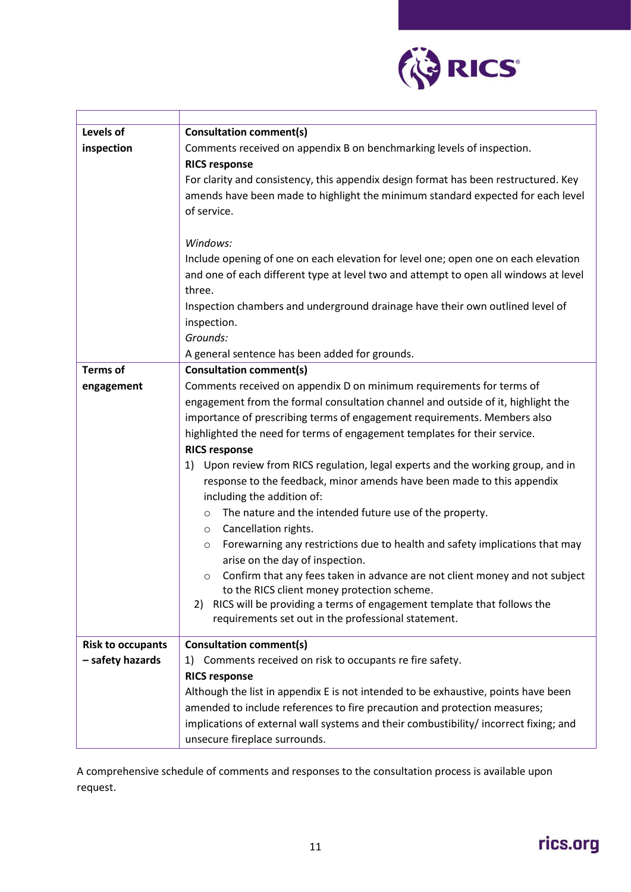| | |
|---|---|
| **Levels of inspection** | **Consultation comment(s)**<br>Comments received on appendix B on benchmarking levels of inspection.<br>**RICS response**<br>For clarity and consistency, this appendix design format has been restructured. Key amends have been made to highlight the minimum standard expected for each level of service.<br><br>*Windows:*<br>Include opening of one on each elevation for level one; open one on each elevation and one of each different type at level two and attempt to open all windows at level three.<br>Inspection chambers and underground drainage have their own outlined level of inspection.<br>*Grounds:*<br>A general sentence has been added for grounds. |
| **Terms of engagement** | **Consultation comment(s)**<br>Comments received on appendix D on minimum requirements for terms of engagement from the formal consultation channel and outside of it, highlight the importance of prescribing terms of engagement requirements. Members also highlighted the need for terms of engagement templates for their service.<br>**RICS response**<br>1) Upon review from RICS regulation, legal experts and the working group, and in response to the feedback, minor amends have been made to this appendix including the addition of:<br>○ The nature and the intended future use of the property.<br>○ Cancellation rights.<br>○ Forewarning any restrictions due to health and safety implications that may arise on the day of inspection.<br>○ Confirm that any fees taken in advance are not client money and not subject to the RICS client money protection scheme.<br>2) RICS will be providing a terms of engagement template that follows the requirements set out in the professional statement. |
| **Risk to occupants – safety hazards** | **Consultation comment(s)**<br>1) Comments received on risk to occupants re fire safety.<br>**RICS response**<br>Although the list in appendix E is not intended to be exhaustive, points have been amended to include references to fire precaution and protection measures; implications of external wall systems and their combustibility/ incorrect fixing; and unsecure fireplace surrounds. |

A comprehensive schedule of comments and responses to the consultation process is available upon request.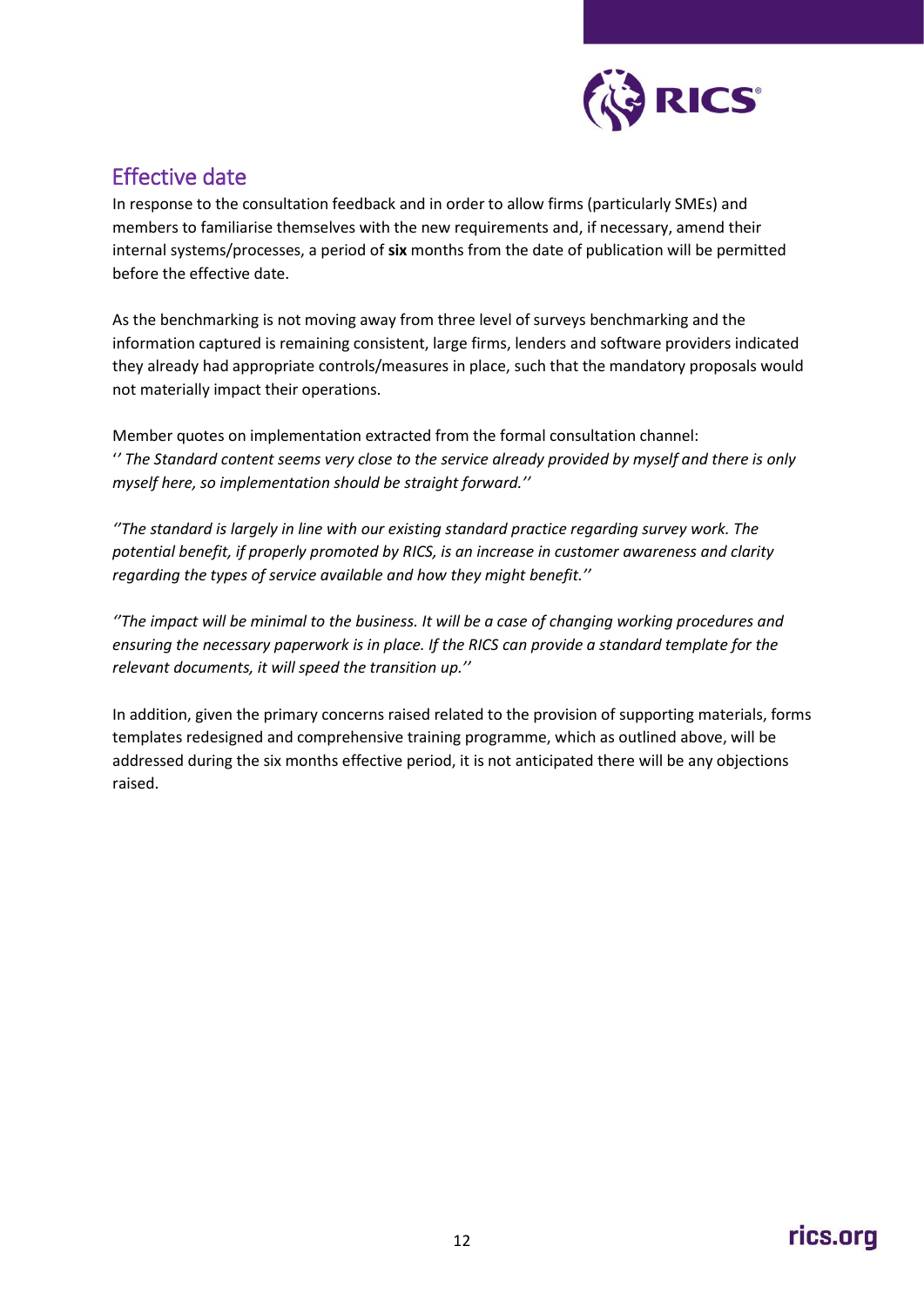## Effective date

In response to the consultation feedback and in order to allow firms (particularly SMEs) and members to familiarise themselves with the new requirements and, if necessary, amend their internal systems/processes, a period of **six** months from the date of publication will be permitted before the effective date.

As the benchmarking is not moving away from three level of surveys benchmarking and the information captured is remaining consistent, large firms, lenders and software providers indicated they already had appropriate controls/measures in place, such that the mandatory proposals would not materially impact their operations.

Member quotes on implementation extracted from the formal consultation channel:
*'' The Standard content seems very close to the service already provided by myself and there is only myself here, so implementation should be straight forward.''*

*''The standard is largely in line with our existing standard practice regarding survey work. The potential benefit, if properly promoted by RICS, is an increase in customer awareness and clarity regarding the types of service available and how they might benefit.''*

*''The impact will be minimal to the business. It will be a case of changing working procedures and ensuring the necessary paperwork is in place. If the RICS can provide a standard template for the relevant documents, it will speed the transition up.''*

In addition, given the primary concerns raised related to the provision of supporting materials, forms templates redesigned and comprehensive training programme, which as outlined above, will be addressed during the six months effective period, it is not anticipated there will be any objections raised.